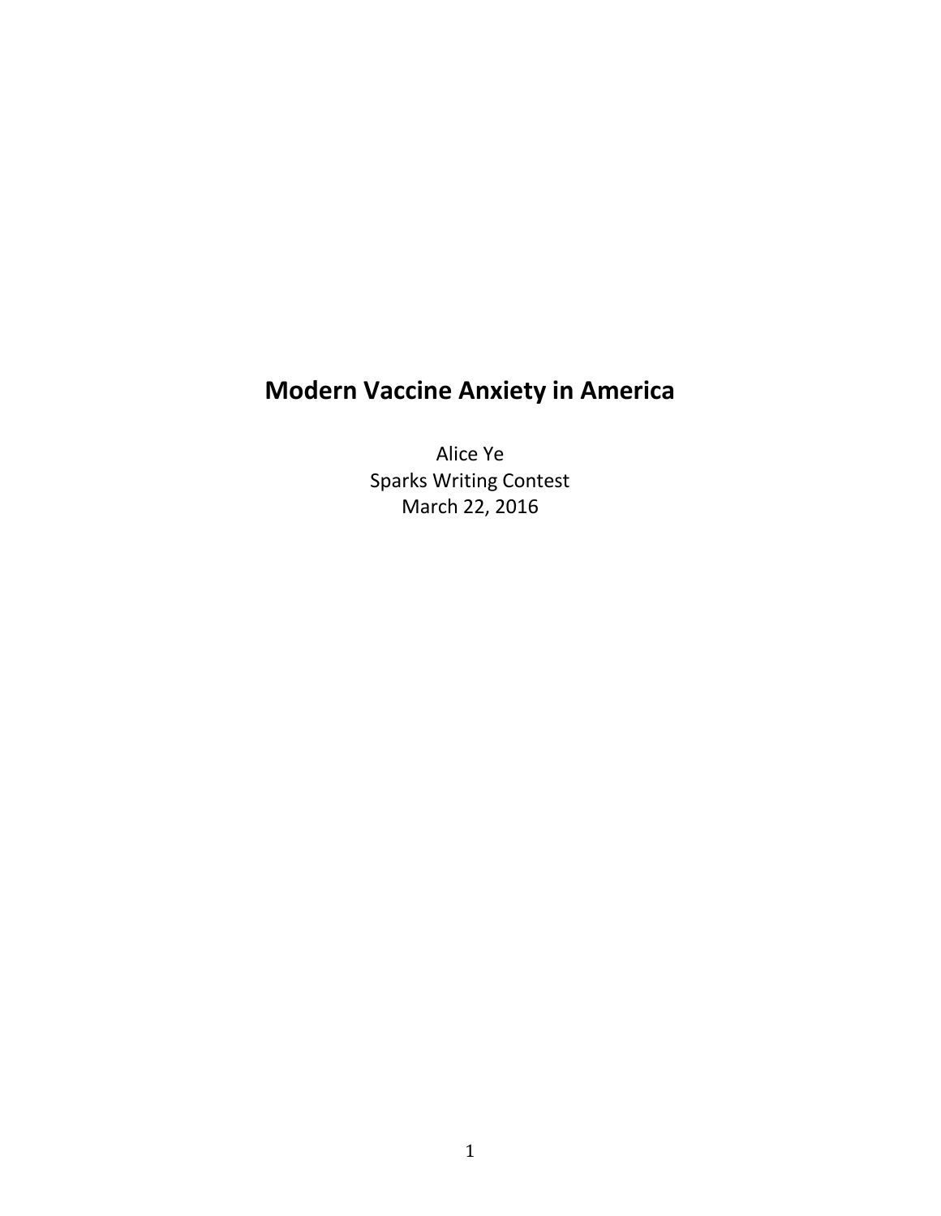# Modern Vaccine Anxiety in America

Alice Ye
Sparks Writing Contest
March 22, 2016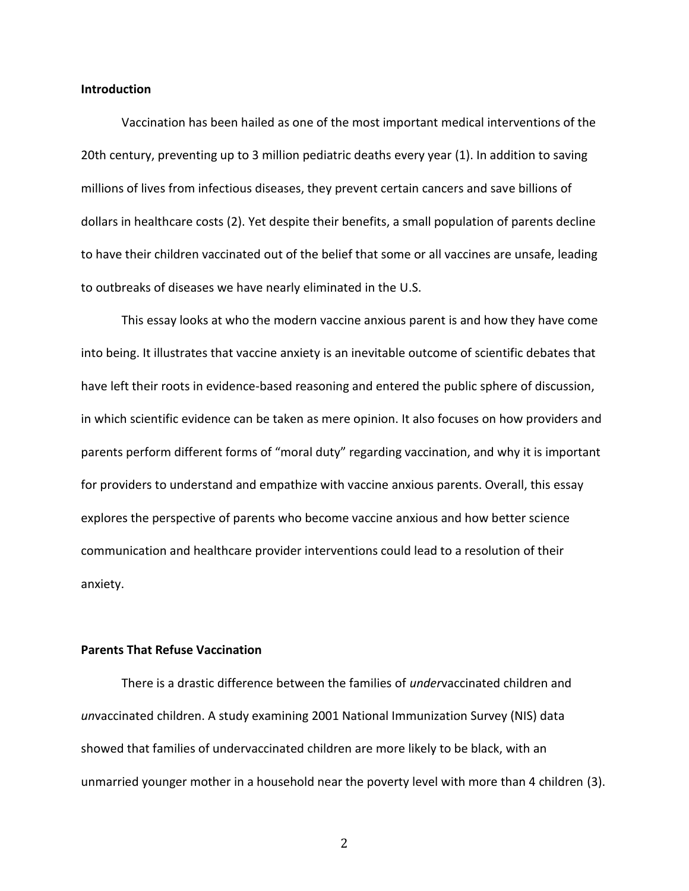**Introduction**

Vaccination has been hailed as one of the most important medical interventions of the 20th century, preventing up to 3 million pediatric deaths every year (1). In addition to saving millions of lives from infectious diseases, they prevent certain cancers and save billions of dollars in healthcare costs (2). Yet despite their benefits, a small population of parents decline to have their children vaccinated out of the belief that some or all vaccines are unsafe, leading to outbreaks of diseases we have nearly eliminated in the U.S.

This essay looks at who the modern vaccine anxious parent is and how they have come into being. It illustrates that vaccine anxiety is an inevitable outcome of scientific debates that have left their roots in evidence-based reasoning and entered the public sphere of discussion, in which scientific evidence can be taken as mere opinion. It also focuses on how providers and parents perform different forms of "moral duty" regarding vaccination, and why it is important for providers to understand and empathize with vaccine anxious parents. Overall, this essay explores the perspective of parents who become vaccine anxious and how better science communication and healthcare provider interventions could lead to a resolution of their anxiety.

**Parents That Refuse Vaccination**

There is a drastic difference between the families of *under*vaccinated children and *un*vaccinated children. A study examining 2001 National Immunization Survey (NIS) data showed that families of undervaccinated children are more likely to be black, with an unmarried younger mother in a household near the poverty level with more than 4 children (3).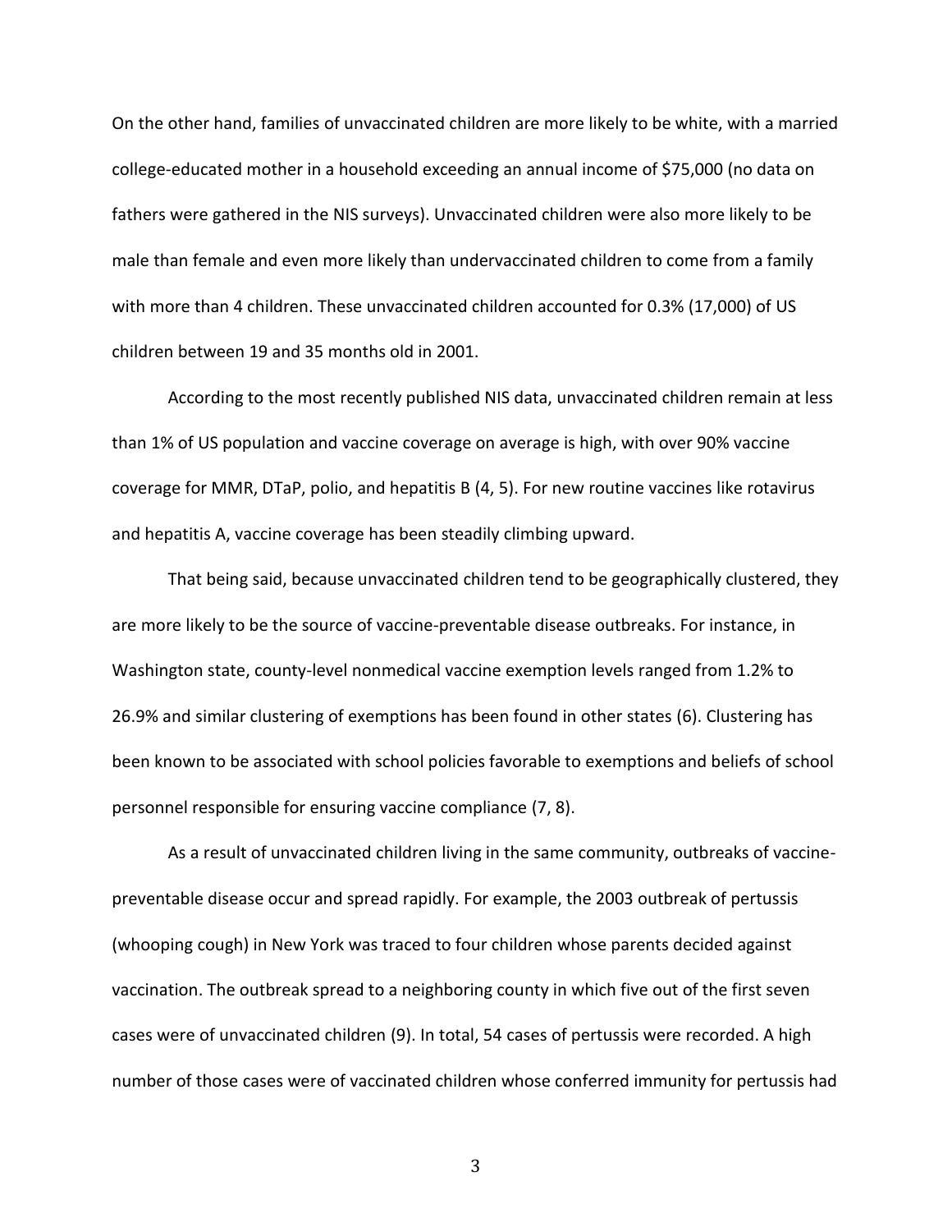On the other hand, families of unvaccinated children are more likely to be white, with a married college-educated mother in a household exceeding an annual income of $75,000 (no data on fathers were gathered in the NIS surveys). Unvaccinated children were also more likely to be male than female and even more likely than undervaccinated children to come from a family with more than 4 children. These unvaccinated children accounted for 0.3% (17,000) of US children between 19 and 35 months old in 2001.

According to the most recently published NIS data, unvaccinated children remain at less than 1% of US population and vaccine coverage on average is high, with over 90% vaccine coverage for MMR, DTaP, polio, and hepatitis B (4, 5). For new routine vaccines like rotavirus and hepatitis A, vaccine coverage has been steadily climbing upward.

That being said, because unvaccinated children tend to be geographically clustered, they are more likely to be the source of vaccine-preventable disease outbreaks. For instance, in Washington state, county-level nonmedical vaccine exemption levels ranged from 1.2% to 26.9% and similar clustering of exemptions has been found in other states (6). Clustering has been known to be associated with school policies favorable to exemptions and beliefs of school personnel responsible for ensuring vaccine compliance (7, 8).

As a result of unvaccinated children living in the same community, outbreaks of vaccine-preventable disease occur and spread rapidly. For example, the 2003 outbreak of pertussis (whooping cough) in New York was traced to four children whose parents decided against vaccination. The outbreak spread to a neighboring county in which five out of the first seven cases were of unvaccinated children (9). In total, 54 cases of pertussis were recorded. A high number of those cases were of vaccinated children whose conferred immunity for pertussis had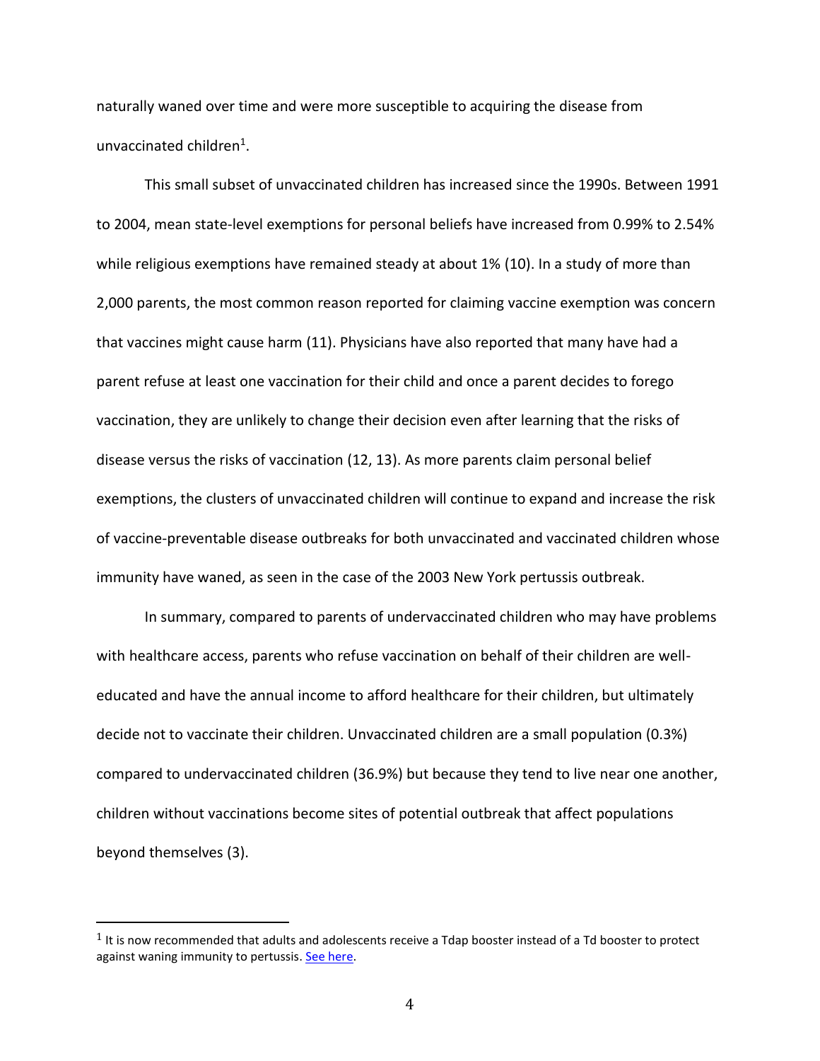naturally waned over time and were more susceptible to acquiring the disease from unvaccinated children[1].

This small subset of unvaccinated children has increased since the 1990s. Between 1991 to 2004, mean state-level exemptions for personal beliefs have increased from 0.99% to 2.54% while religious exemptions have remained steady at about 1% (10). In a study of more than 2,000 parents, the most common reason reported for claiming vaccine exemption was concern that vaccines might cause harm (11). Physicians have also reported that many have had a parent refuse at least one vaccination for their child and once a parent decides to forego vaccination, they are unlikely to change their decision even after learning that the risks of disease versus the risks of vaccination (12, 13). As more parents claim personal belief exemptions, the clusters of unvaccinated children will continue to expand and increase the risk of vaccine-preventable disease outbreaks for both unvaccinated and vaccinated children whose immunity have waned, as seen in the case of the 2003 New York pertussis outbreak.

In summary, compared to parents of undervaccinated children who may have problems with healthcare access, parents who refuse vaccination on behalf of their children are well-educated and have the annual income to afford healthcare for their children, but ultimately decide not to vaccinate their children. Unvaccinated children are a small population (0.3%) compared to undervaccinated children (36.9%) but because they tend to live near one another, children without vaccinations become sites of potential outbreak that affect populations beyond themselves (3).

---

[1] It is now recommended that adults and adolescents receive a Tdap booster instead of a Td booster to protect against waning immunity to pertussis. See here.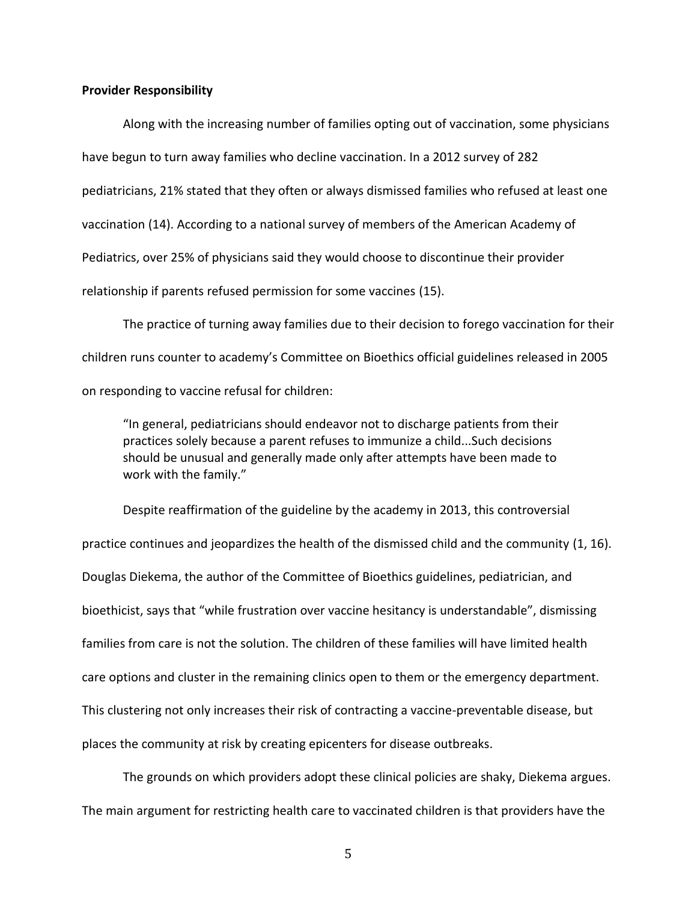**Provider Responsibility**

Along with the increasing number of families opting out of vaccination, some physicians have begun to turn away families who decline vaccination. In a 2012 survey of 282 pediatricians, 21% stated that they often or always dismissed families who refused at least one vaccination (14). According to a national survey of members of the American Academy of Pediatrics, over 25% of physicians said they would choose to discontinue their provider relationship if parents refused permission for some vaccines (15).

The practice of turning away families due to their decision to forego vaccination for their children runs counter to academy's Committee on Bioethics official guidelines released in 2005 on responding to vaccine refusal for children:

> "In general, pediatricians should endeavor not to discharge patients from their practices solely because a parent refuses to immunize a child...Such decisions should be unusual and generally made only after attempts have been made to work with the family."

Despite reaffirmation of the guideline by the academy in 2013, this controversial practice continues and jeopardizes the health of the dismissed child and the community (1, 16). Douglas Diekema, the author of the Committee of Bioethics guidelines, pediatrician, and bioethicist, says that "while frustration over vaccine hesitancy is understandable", dismissing families from care is not the solution. The children of these families will have limited health care options and cluster in the remaining clinics open to them or the emergency department. This clustering not only increases their risk of contracting a vaccine-preventable disease, but places the community at risk by creating epicenters for disease outbreaks.

The grounds on which providers adopt these clinical policies are shaky, Diekema argues. The main argument for restricting health care to vaccinated children is that providers have the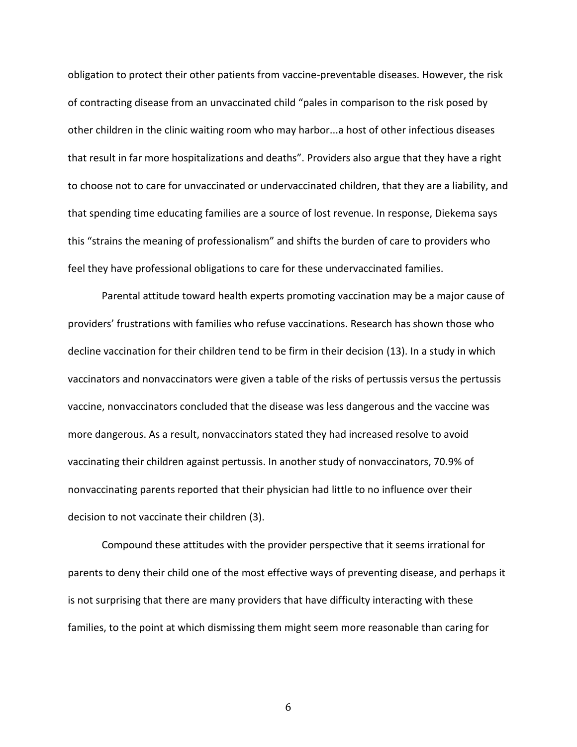obligation to protect their other patients from vaccine-preventable diseases. However, the risk of contracting disease from an unvaccinated child "pales in comparison to the risk posed by other children in the clinic waiting room who may harbor...a host of other infectious diseases that result in far more hospitalizations and deaths". Providers also argue that they have a right to choose not to care for unvaccinated or undervaccinated children, that they are a liability, and that spending time educating families are a source of lost revenue. In response, Diekema says this "strains the meaning of professionalism" and shifts the burden of care to providers who feel they have professional obligations to care for these undervaccinated families.

Parental attitude toward health experts promoting vaccination may be a major cause of providers' frustrations with families who refuse vaccinations. Research has shown those who decline vaccination for their children tend to be firm in their decision (13). In a study in which vaccinators and nonvaccinators were given a table of the risks of pertussis versus the pertussis vaccine, nonvaccinators concluded that the disease was less dangerous and the vaccine was more dangerous. As a result, nonvaccinators stated they had increased resolve to avoid vaccinating their children against pertussis. In another study of nonvaccinators, 70.9% of nonvaccinating parents reported that their physician had little to no influence over their decision to not vaccinate their children (3).

Compound these attitudes with the provider perspective that it seems irrational for parents to deny their child one of the most effective ways of preventing disease, and perhaps it is not surprising that there are many providers that have difficulty interacting with these families, to the point at which dismissing them might seem more reasonable than caring for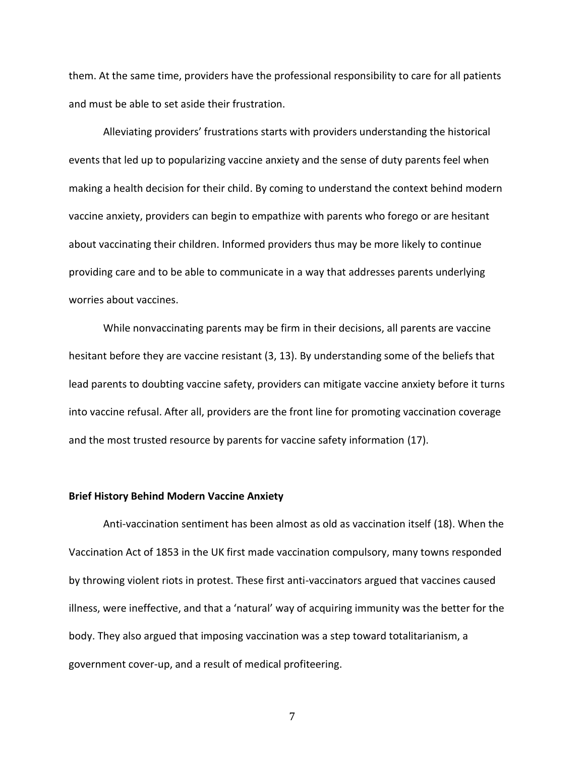them. At the same time, providers have the professional responsibility to care for all patients and must be able to set aside their frustration.

Alleviating providers' frustrations starts with providers understanding the historical events that led up to popularizing vaccine anxiety and the sense of duty parents feel when making a health decision for their child. By coming to understand the context behind modern vaccine anxiety, providers can begin to empathize with parents who forego or are hesitant about vaccinating their children. Informed providers thus may be more likely to continue providing care and to be able to communicate in a way that addresses parents underlying worries about vaccines.

While nonvaccinating parents may be firm in their decisions, all parents are vaccine hesitant before they are vaccine resistant (3, 13). By understanding some of the beliefs that lead parents to doubting vaccine safety, providers can mitigate vaccine anxiety before it turns into vaccine refusal. After all, providers are the front line for promoting vaccination coverage and the most trusted resource by parents for vaccine safety information (17).

**Brief History Behind Modern Vaccine Anxiety**

Anti-vaccination sentiment has been almost as old as vaccination itself (18). When the Vaccination Act of 1853 in the UK first made vaccination compulsory, many towns responded by throwing violent riots in protest. These first anti-vaccinators argued that vaccines caused illness, were ineffective, and that a 'natural' way of acquiring immunity was the better for the body. They also argued that imposing vaccination was a step toward totalitarianism, a government cover-up, and a result of medical profiteering.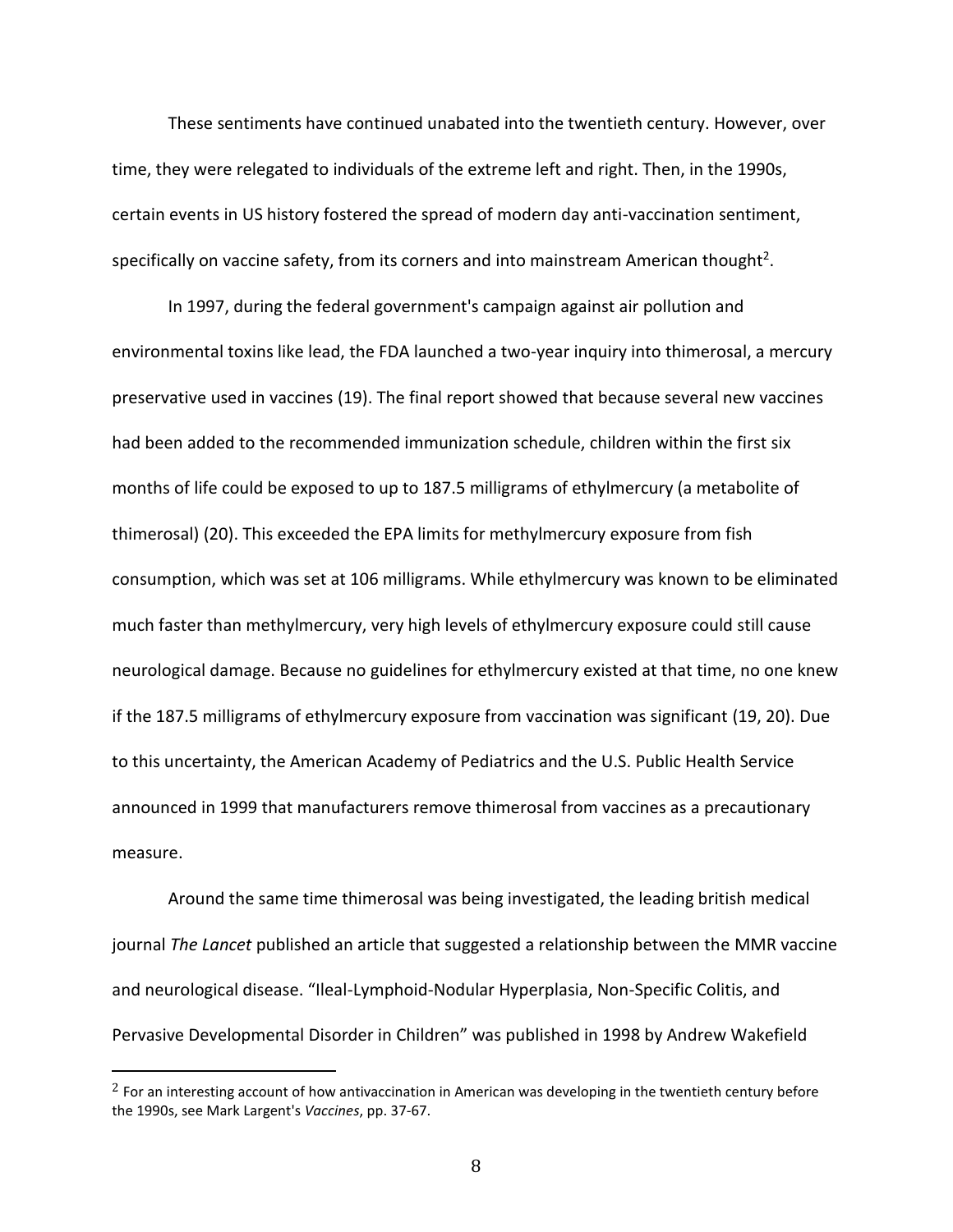These sentiments have continued unabated into the twentieth century. However, over time, they were relegated to individuals of the extreme left and right. Then, in the 1990s, certain events in US history fostered the spread of modern day anti-vaccination sentiment, specifically on vaccine safety, from its corners and into mainstream American thought[2].

In 1997, during the federal government's campaign against air pollution and environmental toxins like lead, the FDA launched a two-year inquiry into thimerosal, a mercury preservative used in vaccines (19). The final report showed that because several new vaccines had been added to the recommended immunization schedule, children within the first six months of life could be exposed to up to 187.5 milligrams of ethylmercury (a metabolite of thimerosal) (20). This exceeded the EPA limits for methylmercury exposure from fish consumption, which was set at 106 milligrams. While ethylmercury was known to be eliminated much faster than methylmercury, very high levels of ethylmercury exposure could still cause neurological damage. Because no guidelines for ethylmercury existed at that time, no one knew if the 187.5 milligrams of ethylmercury exposure from vaccination was significant (19, 20). Due to this uncertainty, the American Academy of Pediatrics and the U.S. Public Health Service announced in 1999 that manufacturers remove thimerosal from vaccines as a precautionary measure.

Around the same time thimerosal was being investigated, the leading british medical journal *The Lancet* published an article that suggested a relationship between the MMR vaccine and neurological disease. "Ileal-Lymphoid-Nodular Hyperplasia, Non-Specific Colitis, and Pervasive Developmental Disorder in Children" was published in 1998 by Andrew Wakefield

---

[2] For an interesting account of how antivaccination in American was developing in the twentieth century before the 1990s, see Mark Largent's *Vaccines*, pp. 37-67.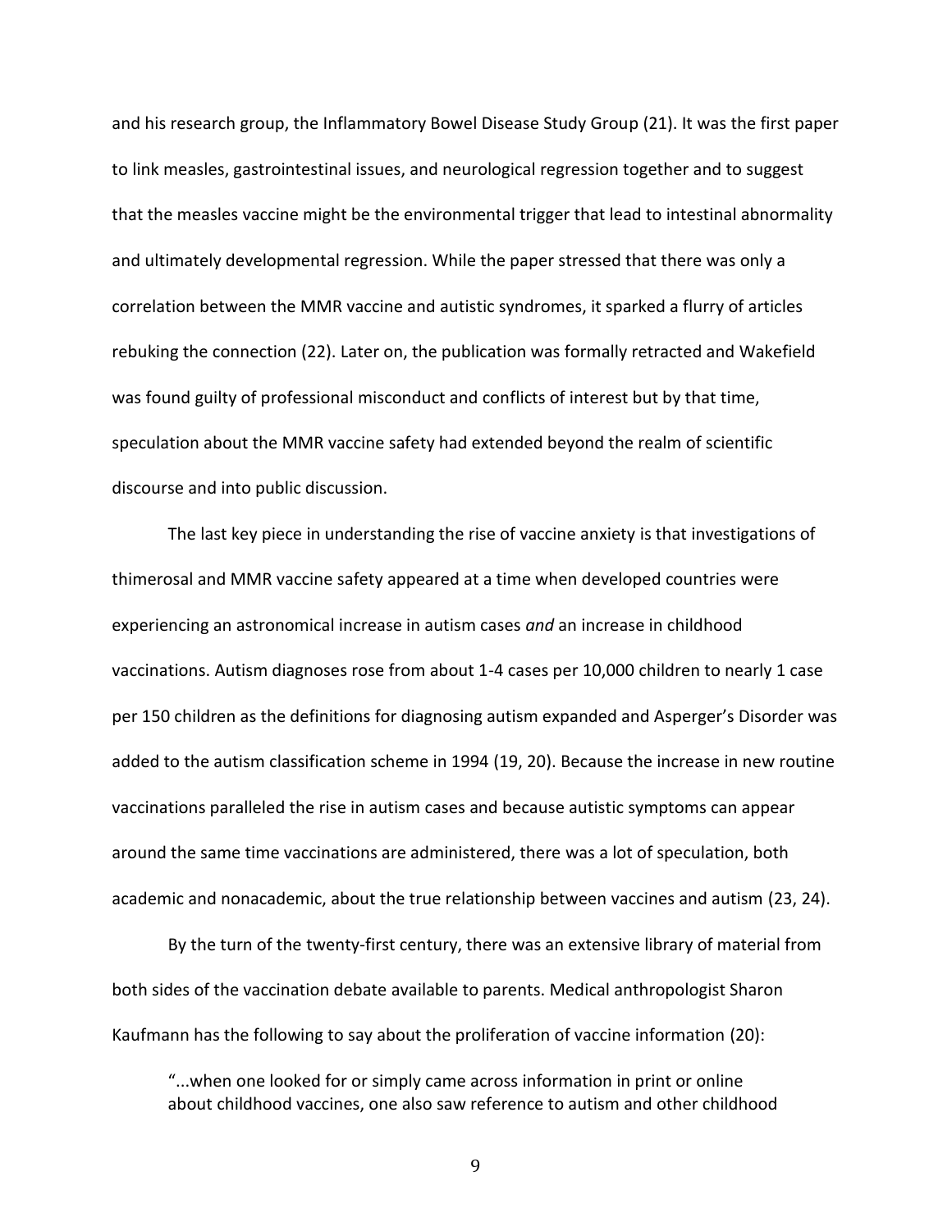and his research group, the Inflammatory Bowel Disease Study Group (21). It was the first paper to link measles, gastrointestinal issues, and neurological regression together and to suggest that the measles vaccine might be the environmental trigger that lead to intestinal abnormality and ultimately developmental regression. While the paper stressed that there was only a correlation between the MMR vaccine and autistic syndromes, it sparked a flurry of articles rebuking the connection (22). Later on, the publication was formally retracted and Wakefield was found guilty of professional misconduct and conflicts of interest but by that time, speculation about the MMR vaccine safety had extended beyond the realm of scientific discourse and into public discussion.

The last key piece in understanding the rise of vaccine anxiety is that investigations of thimerosal and MMR vaccine safety appeared at a time when developed countries were experiencing an astronomical increase in autism cases *and* an increase in childhood vaccinations. Autism diagnoses rose from about 1-4 cases per 10,000 children to nearly 1 case per 150 children as the definitions for diagnosing autism expanded and Asperger's Disorder was added to the autism classification scheme in 1994 (19, 20). Because the increase in new routine vaccinations paralleled the rise in autism cases and because autistic symptoms can appear around the same time vaccinations are administered, there was a lot of speculation, both academic and nonacademic, about the true relationship between vaccines and autism (23, 24).

By the turn of the twenty-first century, there was an extensive library of material from both sides of the vaccination debate available to parents. Medical anthropologist Sharon Kaufmann has the following to say about the proliferation of vaccine information (20):

> "...when one looked for or simply came across information in print or online about childhood vaccines, one also saw reference to autism and other childhood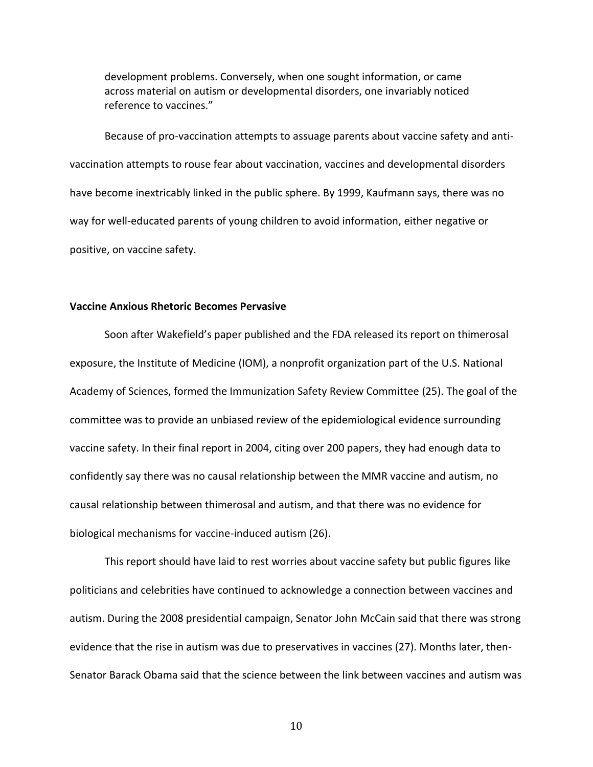development problems. Conversely, when one sought information, or came across material on autism or developmental disorders, one invariably noticed reference to vaccines."

Because of pro-vaccination attempts to assuage parents about vaccine safety and anti-vaccination attempts to rouse fear about vaccination, vaccines and developmental disorders have become inextricably linked in the public sphere. By 1999, Kaufmann says, there was no way for well-educated parents of young children to avoid information, either negative or positive, on vaccine safety.

**Vaccine Anxious Rhetoric Becomes Pervasive**

Soon after Wakefield's paper published and the FDA released its report on thimerosal exposure, the Institute of Medicine (IOM), a nonprofit organization part of the U.S. National Academy of Sciences, formed the Immunization Safety Review Committee (25). The goal of the committee was to provide an unbiased review of the epidemiological evidence surrounding vaccine safety. In their final report in 2004, citing over 200 papers, they had enough data to confidently say there was no causal relationship between the MMR vaccine and autism, no causal relationship between thimerosal and autism, and that there was no evidence for biological mechanisms for vaccine-induced autism (26).

This report should have laid to rest worries about vaccine safety but public figures like politicians and celebrities have continued to acknowledge a connection between vaccines and autism. During the 2008 presidential campaign, Senator John McCain said that there was strong evidence that the rise in autism was due to preservatives in vaccines (27). Months later, then-Senator Barack Obama said that the science between the link between vaccines and autism was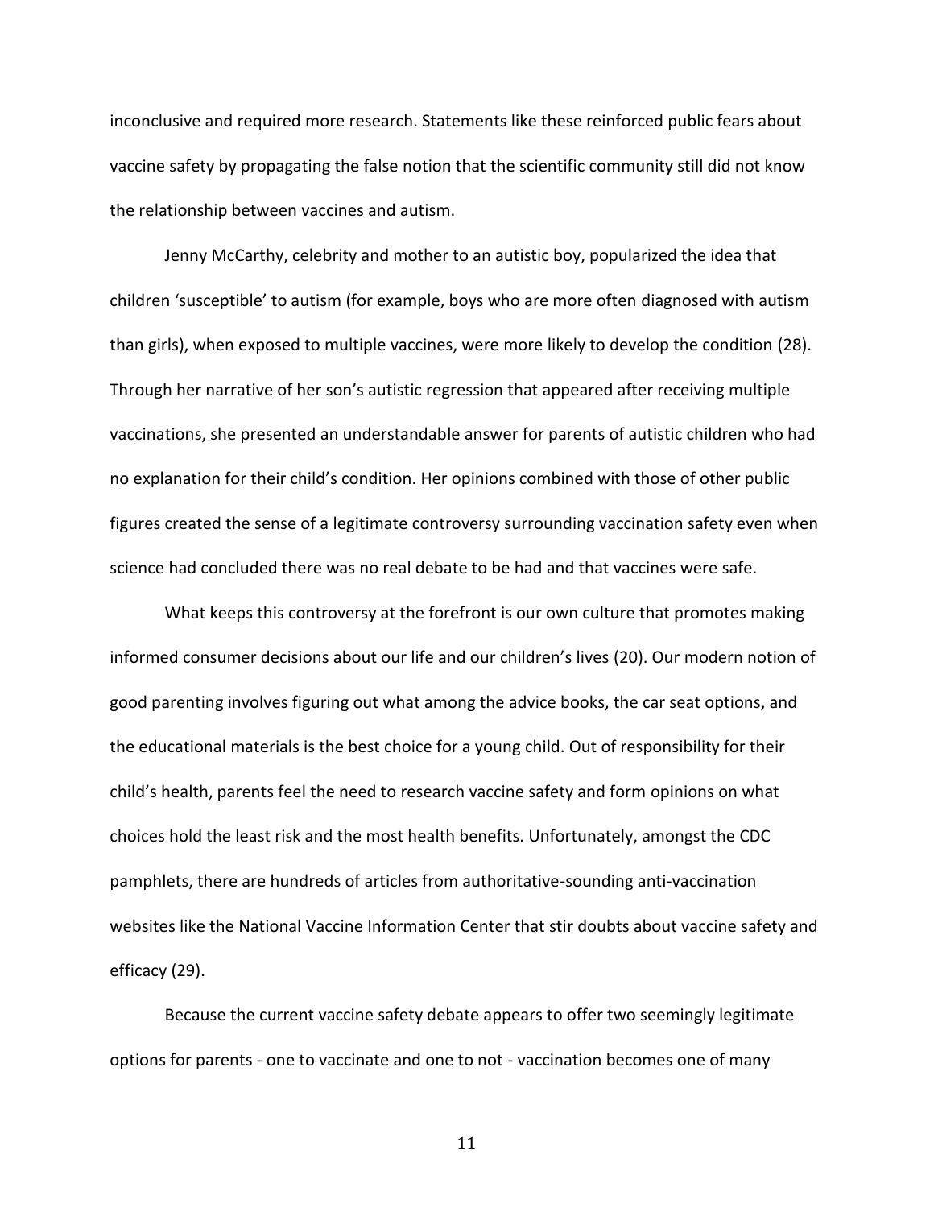inconclusive and required more research. Statements like these reinforced public fears about vaccine safety by propagating the false notion that the scientific community still did not know the relationship between vaccines and autism.

Jenny McCarthy, celebrity and mother to an autistic boy, popularized the idea that children 'susceptible' to autism (for example, boys who are more often diagnosed with autism than girls), when exposed to multiple vaccines, were more likely to develop the condition (28). Through her narrative of her son's autistic regression that appeared after receiving multiple vaccinations, she presented an understandable answer for parents of autistic children who had no explanation for their child's condition. Her opinions combined with those of other public figures created the sense of a legitimate controversy surrounding vaccination safety even when science had concluded there was no real debate to be had and that vaccines were safe.

What keeps this controversy at the forefront is our own culture that promotes making informed consumer decisions about our life and our children's lives (20). Our modern notion of good parenting involves figuring out what among the advice books, the car seat options, and the educational materials is the best choice for a young child. Out of responsibility for their child's health, parents feel the need to research vaccine safety and form opinions on what choices hold the least risk and the most health benefits. Unfortunately, amongst the CDC pamphlets, there are hundreds of articles from authoritative-sounding anti-vaccination websites like the National Vaccine Information Center that stir doubts about vaccine safety and efficacy (29).

Because the current vaccine safety debate appears to offer two seemingly legitimate options for parents - one to vaccinate and one to not - vaccination becomes one of many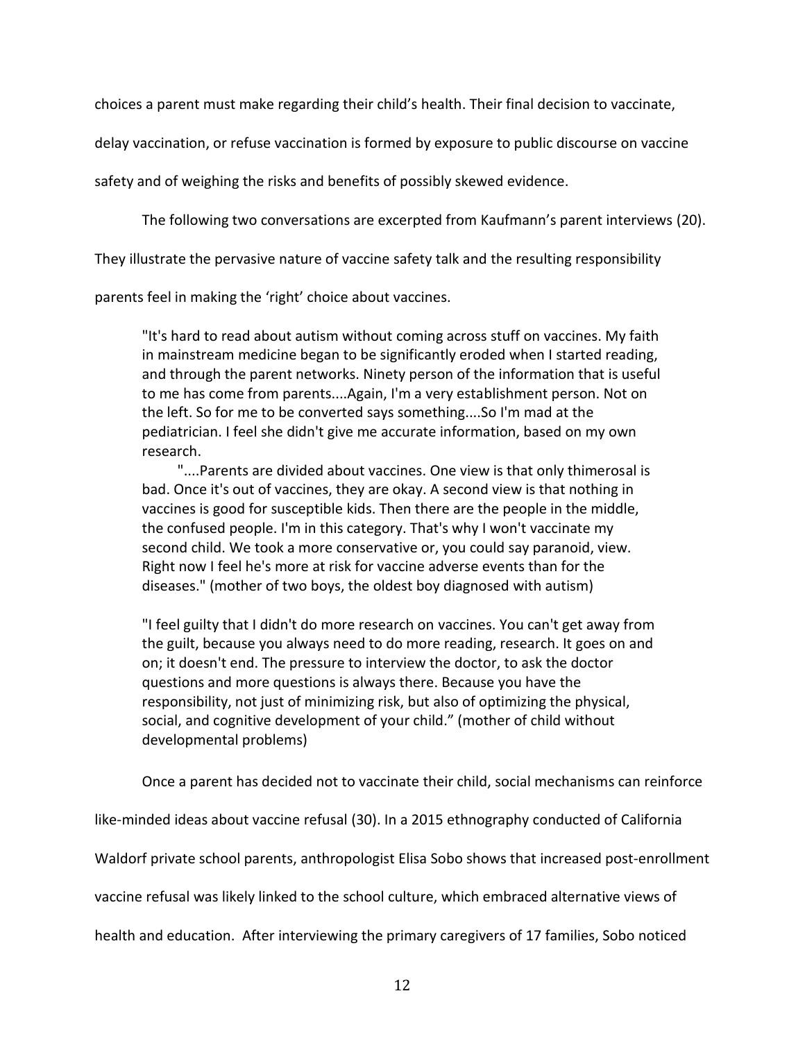choices a parent must make regarding their child's health. Their final decision to vaccinate, delay vaccination, or refuse vaccination is formed by exposure to public discourse on vaccine safety and of weighing the risks and benefits of possibly skewed evidence.

The following two conversations are excerpted from Kaufmann's parent interviews (20). They illustrate the pervasive nature of vaccine safety talk and the resulting responsibility parents feel in making the 'right' choice about vaccines.

> "It's hard to read about autism without coming across stuff on vaccines. My faith in mainstream medicine began to be significantly eroded when I started reading, and through the parent networks. Ninety person of the information that is useful to me has come from parents....Again, I'm a very establishment person. Not on the left. So for me to be converted says something....So I'm mad at the pediatrician. I feel she didn't give me accurate information, based on my own research.
>
> "....Parents are divided about vaccines. One view is that only thimerosal is bad. Once it's out of vaccines, they are okay. A second view is that nothing in vaccines is good for susceptible kids. Then there are the people in the middle, the confused people. I'm in this category. That's why I won't vaccinate my second child. We took a more conservative or, you could say paranoid, view. Right now I feel he's more at risk for vaccine adverse events than for the diseases." (mother of two boys, the oldest boy diagnosed with autism)
>
> "I feel guilty that I didn't do more research on vaccines. You can't get away from the guilt, because you always need to do more reading, research. It goes on and on; it doesn't end. The pressure to interview the doctor, to ask the doctor questions and more questions is always there. Because you have the responsibility, not just of minimizing risk, but also of optimizing the physical, social, and cognitive development of your child." (mother of child without developmental problems)

Once a parent has decided not to vaccinate their child, social mechanisms can reinforce like-minded ideas about vaccine refusal (30). In a 2015 ethnography conducted of California Waldorf private school parents, anthropologist Elisa Sobo shows that increased post-enrollment vaccine refusal was likely linked to the school culture, which embraced alternative views of health and education. After interviewing the primary caregivers of 17 families, Sobo noticed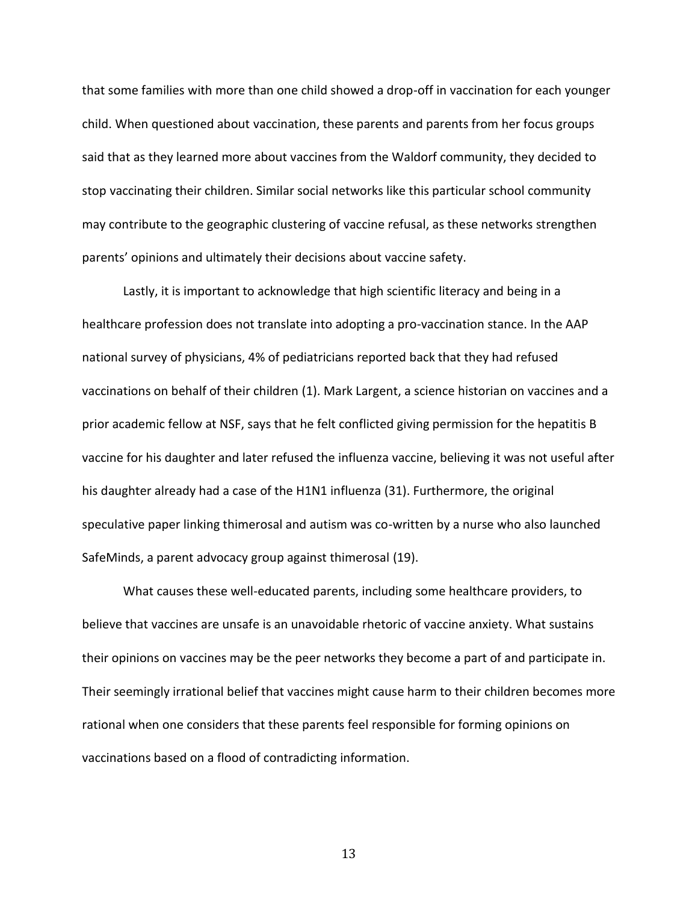that some families with more than one child showed a drop-off in vaccination for each younger child. When questioned about vaccination, these parents and parents from her focus groups said that as they learned more about vaccines from the Waldorf community, they decided to stop vaccinating their children. Similar social networks like this particular school community may contribute to the geographic clustering of vaccine refusal, as these networks strengthen parents' opinions and ultimately their decisions about vaccine safety.

Lastly, it is important to acknowledge that high scientific literacy and being in a healthcare profession does not translate into adopting a pro-vaccination stance. In the AAP national survey of physicians, 4% of pediatricians reported back that they had refused vaccinations on behalf of their children (1). Mark Largent, a science historian on vaccines and a prior academic fellow at NSF, says that he felt conflicted giving permission for the hepatitis B vaccine for his daughter and later refused the influenza vaccine, believing it was not useful after his daughter already had a case of the H1N1 influenza (31). Furthermore, the original speculative paper linking thimerosal and autism was co-written by a nurse who also launched SafeMinds, a parent advocacy group against thimerosal (19).

What causes these well-educated parents, including some healthcare providers, to believe that vaccines are unsafe is an unavoidable rhetoric of vaccine anxiety. What sustains their opinions on vaccines may be the peer networks they become a part of and participate in. Their seemingly irrational belief that vaccines might cause harm to their children becomes more rational when one considers that these parents feel responsible for forming opinions on vaccinations based on a flood of contradicting information.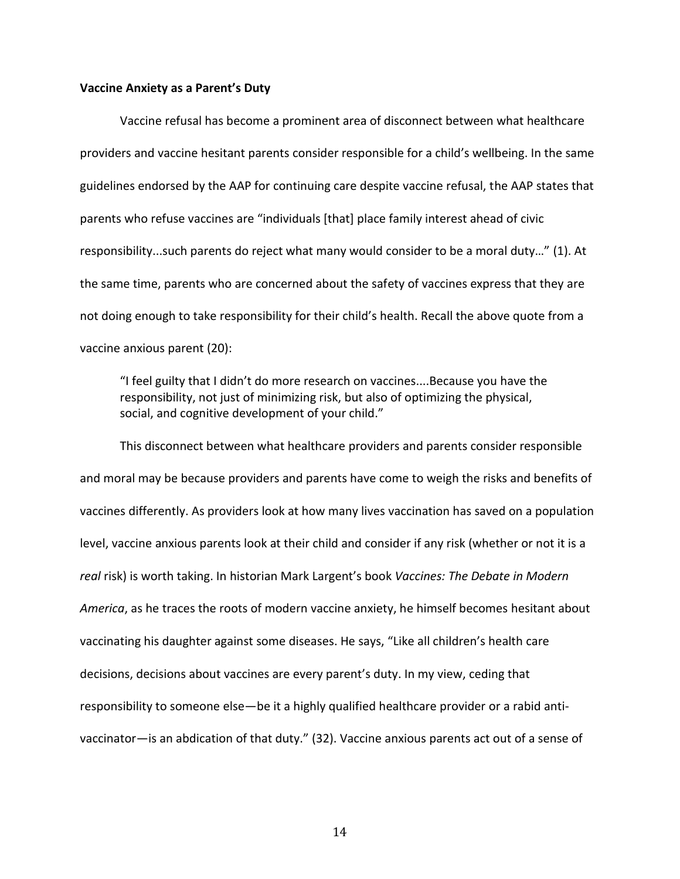### Vaccine Anxiety as a Parent's Duty

Vaccine refusal has become a prominent area of disconnect between what healthcare providers and vaccine hesitant parents consider responsible for a child's wellbeing. In the same guidelines endorsed by the AAP for continuing care despite vaccine refusal, the AAP states that parents who refuse vaccines are "individuals [that] place family interest ahead of civic responsibility...such parents do reject what many would consider to be a moral duty…" (1). At the same time, parents who are concerned about the safety of vaccines express that they are not doing enough to take responsibility for their child's health. Recall the above quote from a vaccine anxious parent (20):

> "I feel guilty that I didn't do more research on vaccines....Because you have the responsibility, not just of minimizing risk, but also of optimizing the physical, social, and cognitive development of your child."

This disconnect between what healthcare providers and parents consider responsible and moral may be because providers and parents have come to weigh the risks and benefits of vaccines differently. As providers look at how many lives vaccination has saved on a population level, vaccine anxious parents look at their child and consider if any risk (whether or not it is a *real* risk) is worth taking. In historian Mark Largent's book *Vaccines: The Debate in Modern America*, as he traces the roots of modern vaccine anxiety, he himself becomes hesitant about vaccinating his daughter against some diseases. He says, "Like all children's health care decisions, decisions about vaccines are every parent's duty. In my view, ceding that responsibility to someone else—be it a highly qualified healthcare provider or a rabid anti-vaccinator—is an abdication of that duty." (32). Vaccine anxious parents act out of a sense of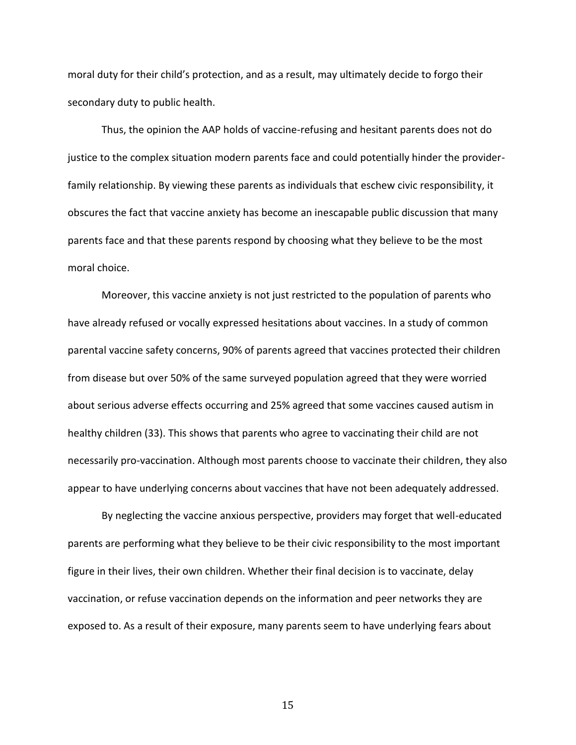moral duty for their child's protection, and as a result, may ultimately decide to forgo their secondary duty to public health.

Thus, the opinion the AAP holds of vaccine-refusing and hesitant parents does not do justice to the complex situation modern parents face and could potentially hinder the provider-family relationship. By viewing these parents as individuals that eschew civic responsibility, it obscures the fact that vaccine anxiety has become an inescapable public discussion that many parents face and that these parents respond by choosing what they believe to be the most moral choice.

Moreover, this vaccine anxiety is not just restricted to the population of parents who have already refused or vocally expressed hesitations about vaccines. In a study of common parental vaccine safety concerns, 90% of parents agreed that vaccines protected their children from disease but over 50% of the same surveyed population agreed that they were worried about serious adverse effects occurring and 25% agreed that some vaccines caused autism in healthy children (33). This shows that parents who agree to vaccinating their child are not necessarily pro-vaccination. Although most parents choose to vaccinate their children, they also appear to have underlying concerns about vaccines that have not been adequately addressed.

By neglecting the vaccine anxious perspective, providers may forget that well-educated parents are performing what they believe to be their civic responsibility to the most important figure in their lives, their own children. Whether their final decision is to vaccinate, delay vaccination, or refuse vaccination depends on the information and peer networks they are exposed to. As a result of their exposure, many parents seem to have underlying fears about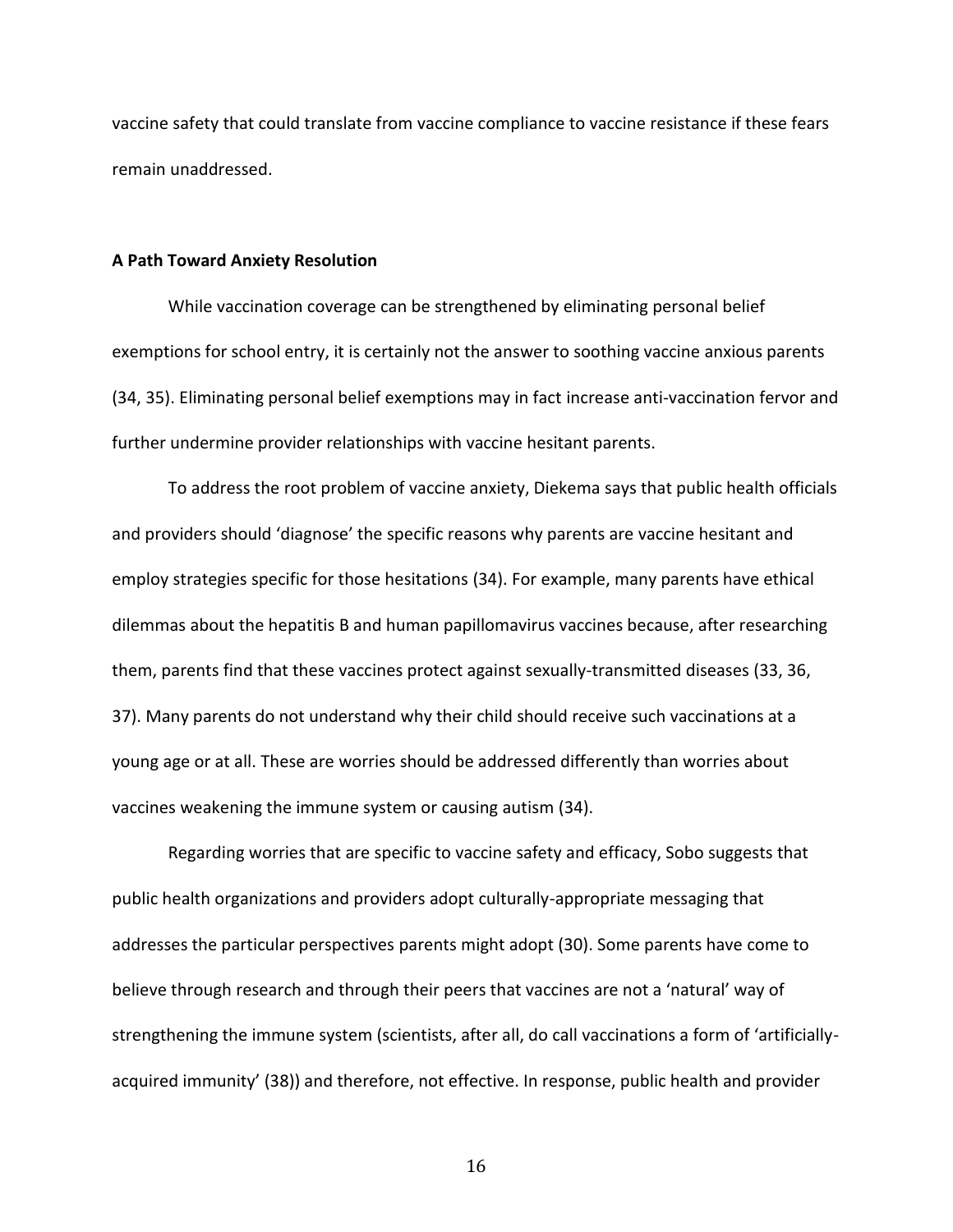vaccine safety that could translate from vaccine compliance to vaccine resistance if these fears remain unaddressed.

**A Path Toward Anxiety Resolution**

While vaccination coverage can be strengthened by eliminating personal belief exemptions for school entry, it is certainly not the answer to soothing vaccine anxious parents (34, 35). Eliminating personal belief exemptions may in fact increase anti-vaccination fervor and further undermine provider relationships with vaccine hesitant parents.

To address the root problem of vaccine anxiety, Diekema says that public health officials and providers should 'diagnose' the specific reasons why parents are vaccine hesitant and employ strategies specific for those hesitations (34). For example, many parents have ethical dilemmas about the hepatitis B and human papillomavirus vaccines because, after researching them, parents find that these vaccines protect against sexually-transmitted diseases (33, 36, 37). Many parents do not understand why their child should receive such vaccinations at a young age or at all. These are worries should be addressed differently than worries about vaccines weakening the immune system or causing autism (34).

Regarding worries that are specific to vaccine safety and efficacy, Sobo suggests that public health organizations and providers adopt culturally-appropriate messaging that addresses the particular perspectives parents might adopt (30). Some parents have come to believe through research and through their peers that vaccines are not a 'natural' way of strengthening the immune system (scientists, after all, do call vaccinations a form of 'artificially-acquired immunity' (38)) and therefore, not effective. In response, public health and provider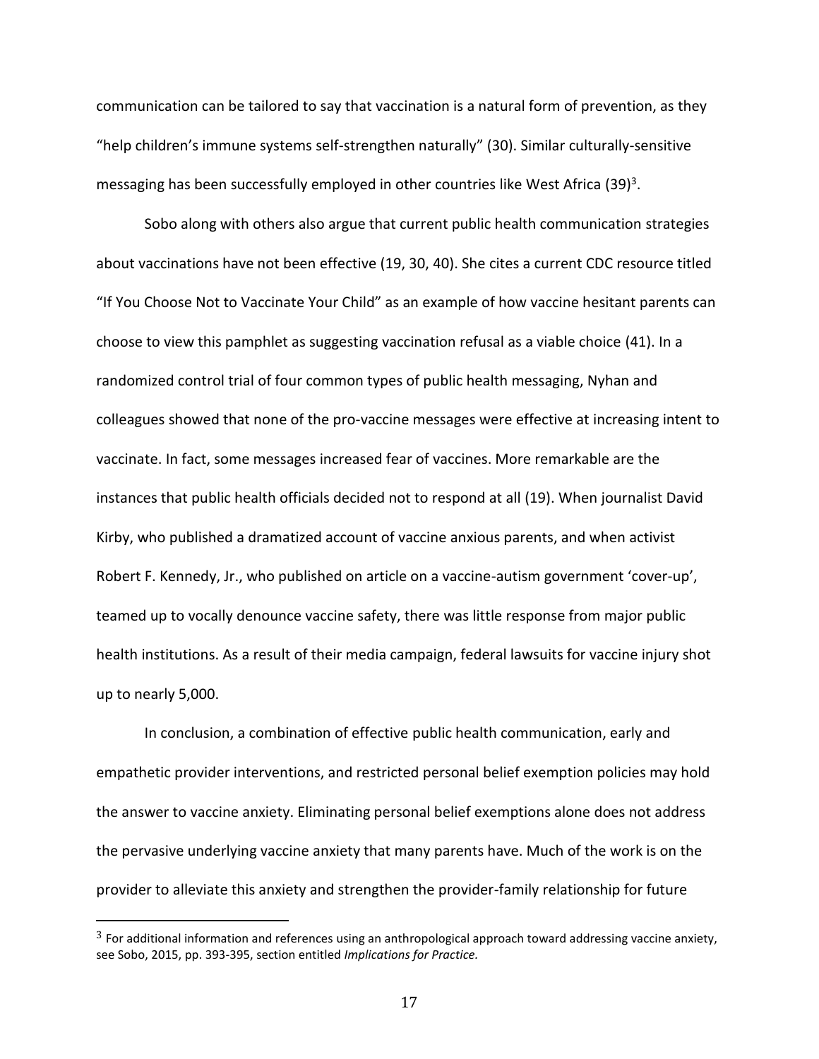communication can be tailored to say that vaccination is a natural form of prevention, as they "help children's immune systems self-strengthen naturally" (30). Similar culturally-sensitive messaging has been successfully employed in other countries like West Africa (39)[3].

Sobo along with others also argue that current public health communication strategies about vaccinations have not been effective (19, 30, 40). She cites a current CDC resource titled "If You Choose Not to Vaccinate Your Child" as an example of how vaccine hesitant parents can choose to view this pamphlet as suggesting vaccination refusal as a viable choice (41). In a randomized control trial of four common types of public health messaging, Nyhan and colleagues showed that none of the pro-vaccine messages were effective at increasing intent to vaccinate. In fact, some messages increased fear of vaccines. More remarkable are the instances that public health officials decided not to respond at all (19). When journalist David Kirby, who published a dramatized account of vaccine anxious parents, and when activist Robert F. Kennedy, Jr., who published on article on a vaccine-autism government 'cover-up', teamed up to vocally denounce vaccine safety, there was little response from major public health institutions. As a result of their media campaign, federal lawsuits for vaccine injury shot up to nearly 5,000.

In conclusion, a combination of effective public health communication, early and empathetic provider interventions, and restricted personal belief exemption policies may hold the answer to vaccine anxiety. Eliminating personal belief exemptions alone does not address the pervasive underlying vaccine anxiety that many parents have. Much of the work is on the provider to alleviate this anxiety and strengthen the provider-family relationship for future

---

[3] For additional information and references using an anthropological approach toward addressing vaccine anxiety, see Sobo, 2015, pp. 393-395, section entitled *Implications for Practice*.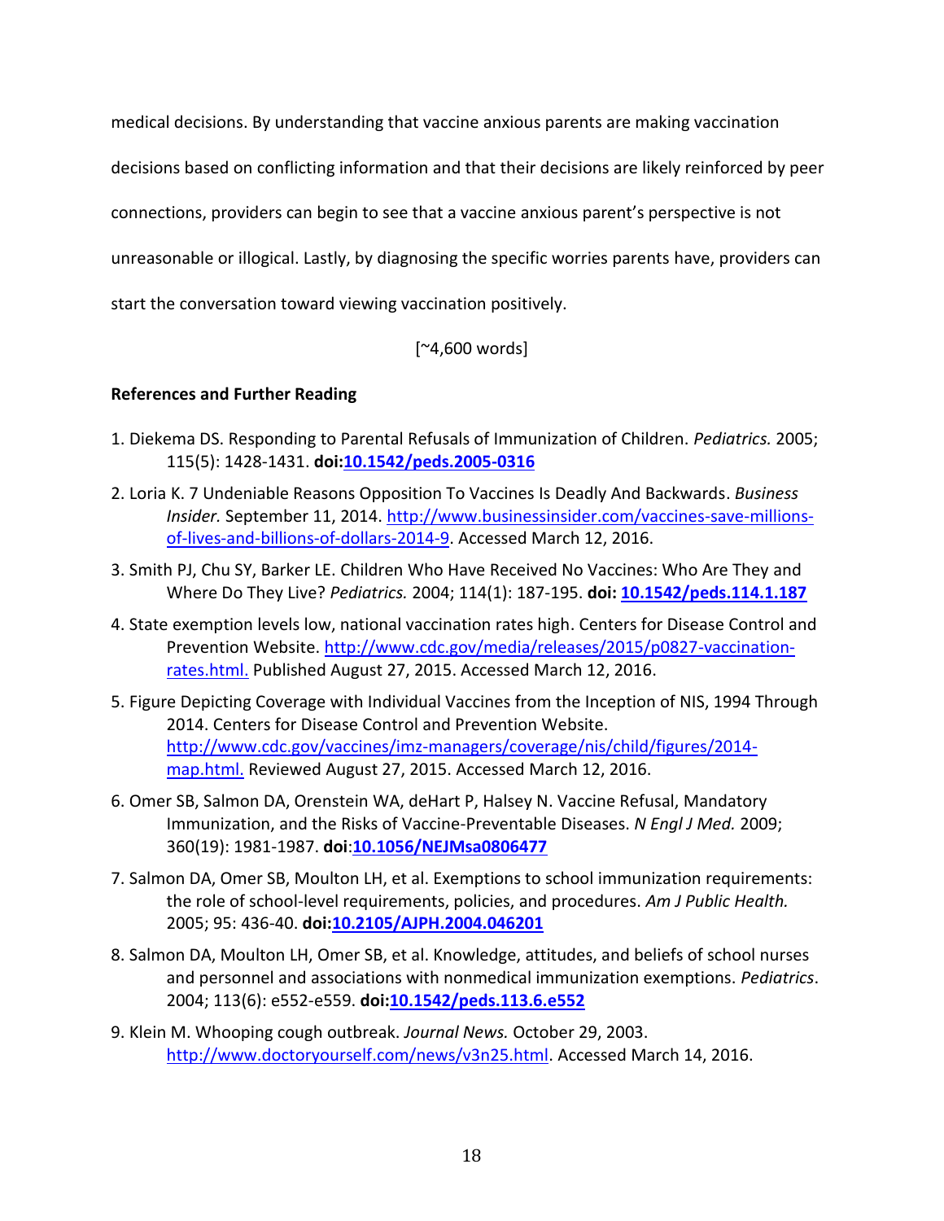medical decisions. By understanding that vaccine anxious parents are making vaccination decisions based on conflicting information and that their decisions are likely reinforced by peer connections, providers can begin to see that a vaccine anxious parent's perspective is not unreasonable or illogical. Lastly, by diagnosing the specific worries parents have, providers can start the conversation toward viewing vaccination positively.

[~4,600 words]

**References and Further Reading**

1. Diekema DS. Responding to Parental Refusals of Immunization of Children. *Pediatrics.* 2005; 115(5): 1428-1431. **doi:10.1542/peds.2005-0316**
2. Loria K. 7 Undeniable Reasons Opposition To Vaccines Is Deadly And Backwards. *Business Insider.* September 11, 2014. http://www.businessinsider.com/vaccines-save-millions-of-lives-and-billions-of-dollars-2014-9. Accessed March 12, 2016.
3. Smith PJ, Chu SY, Barker LE. Children Who Have Received No Vaccines: Who Are They and Where Do They Live? *Pediatrics.* 2004; 114(1): 187-195. **doi: 10.1542/peds.114.1.187**
4. State exemption levels low, national vaccination rates high. Centers for Disease Control and Prevention Website. http://www.cdc.gov/media/releases/2015/p0827-vaccination-rates.html. Published August 27, 2015. Accessed March 12, 2016.
5. Figure Depicting Coverage with Individual Vaccines from the Inception of NIS, 1994 Through 2014. Centers for Disease Control and Prevention Website. http://www.cdc.gov/vaccines/imz-managers/coverage/nis/child/figures/2014-map.html. Reviewed August 27, 2015. Accessed March 12, 2016.
6. Omer SB, Salmon DA, Orenstein WA, deHart P, Halsey N. Vaccine Refusal, Mandatory Immunization, and the Risks of Vaccine-Preventable Diseases. *N Engl J Med.* 2009; 360(19): 1981-1987. **doi:10.1056/NEJMsa0806477**
7. Salmon DA, Omer SB, Moulton LH, et al. Exemptions to school immunization requirements: the role of school-level requirements, policies, and procedures. *Am J Public Health.* 2005; 95: 436-40. **doi:10.2105/AJPH.2004.046201**
8. Salmon DA, Moulton LH, Omer SB, et al. Knowledge, attitudes, and beliefs of school nurses and personnel and associations with nonmedical immunization exemptions. *Pediatrics*. 2004; 113(6): e552-e559. **doi:10.1542/peds.113.6.e552**
9. Klein M. Whooping cough outbreak. *Journal News.* October 29, 2003. http://www.doctoryourself.com/news/v3n25.html. Accessed March 14, 2016.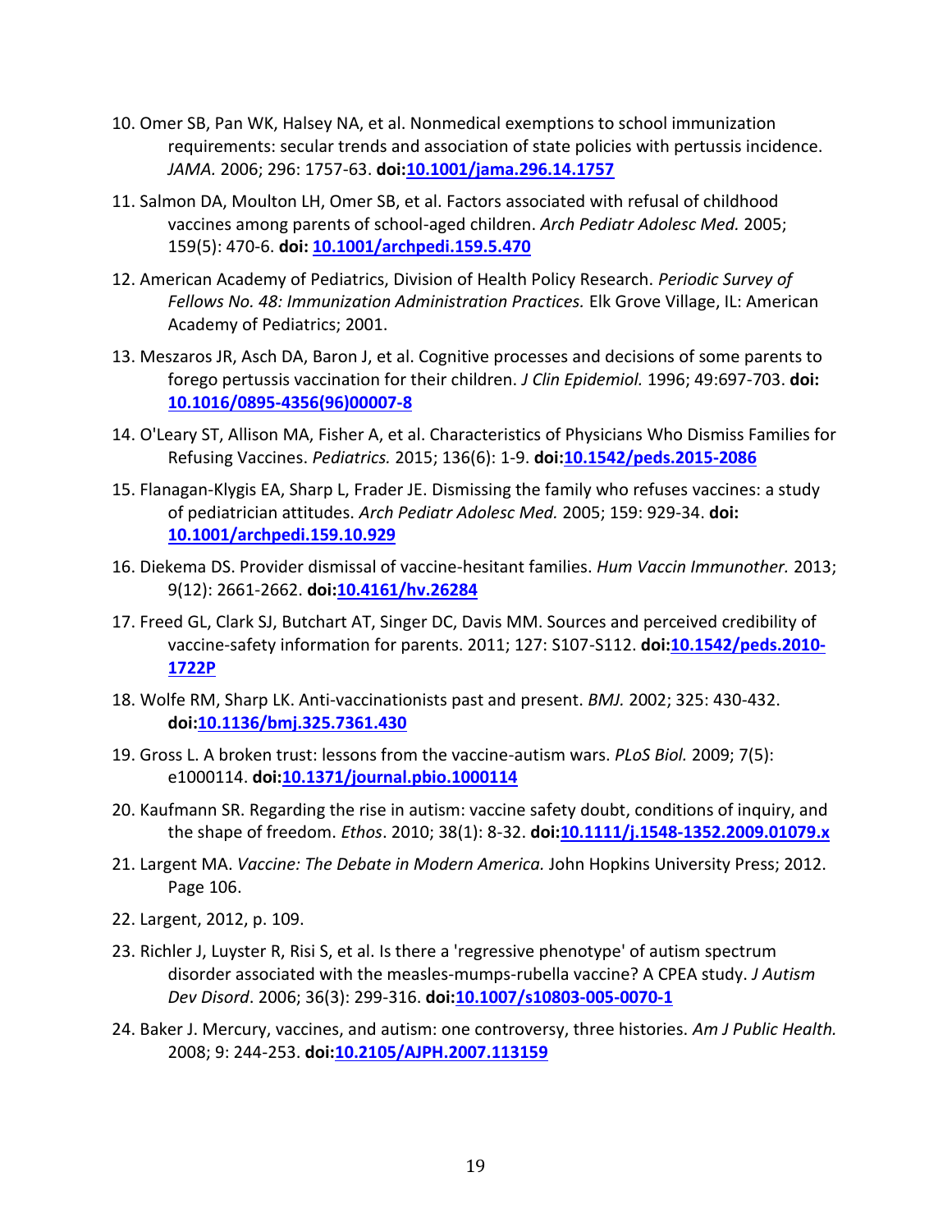10. Omer SB, Pan WK, Halsey NA, et al. Nonmedical exemptions to school immunization requirements: secular trends and association of state policies with pertussis incidence. *JAMA.* 2006; 296: 1757-63. **doi:**[10.1001/jama.296.14.1757](https://doi.org/10.1001/jama.296.14.1757)

11. Salmon DA, Moulton LH, Omer SB, et al. Factors associated with refusal of childhood vaccines among parents of school-aged children. *Arch Pediatr Adolesc Med.* 2005; 159(5): 470-6. **doi:** [10.1001/archpedi.159.5.470](https://doi.org/10.1001/archpedi.159.5.470)

12. American Academy of Pediatrics, Division of Health Policy Research. *Periodic Survey of Fellows No. 48: Immunization Administration Practices.* Elk Grove Village, IL: American Academy of Pediatrics; 2001.

13. Meszaros JR, Asch DA, Baron J, et al. Cognitive processes and decisions of some parents to forego pertussis vaccination for their children. *J Clin Epidemiol.* 1996; 49:697-703. **doi:** [10.1016/0895-4356(96)00007-8](https://doi.org/10.1016/0895-4356(96)00007-8)

14. O'Leary ST, Allison MA, Fisher A, et al. Characteristics of Physicians Who Dismiss Families for Refusing Vaccines. *Pediatrics.* 2015; 136(6): 1-9. **doi:**[10.1542/peds.2015-2086](https://doi.org/10.1542/peds.2015-2086)

15. Flanagan-Klygis EA, Sharp L, Frader JE. Dismissing the family who refuses vaccines: a study of pediatrician attitudes. *Arch Pediatr Adolesc Med.* 2005; 159: 929-34. **doi:** [10.1001/archpedi.159.10.929](https://doi.org/10.1001/archpedi.159.10.929)

16. Diekema DS. Provider dismissal of vaccine-hesitant families. *Hum Vaccin Immunother.* 2013; 9(12): 2661-2662. **doi:**[10.4161/hv.26284](https://doi.org/10.4161/hv.26284)

17. Freed GL, Clark SJ, Butchart AT, Singer DC, Davis MM. Sources and perceived credibility of vaccine-safety information for parents. 2011; 127: S107-S112. **doi:**[10.1542/peds.2010-1722P](https://doi.org/10.1542/peds.2010-1722P)

18. Wolfe RM, Sharp LK. Anti-vaccinationists past and present. *BMJ.* 2002; 325: 430-432. **doi:**[10.1136/bmj.325.7361.430](https://doi.org/10.1136/bmj.325.7361.430)

19. Gross L. A broken trust: lessons from the vaccine-autism wars. *PLoS Biol.* 2009; 7(5): e1000114. **doi:**[10.1371/journal.pbio.1000114](https://doi.org/10.1371/journal.pbio.1000114)

20. Kaufmann SR. Regarding the rise in autism: vaccine safety doubt, conditions of inquiry, and the shape of freedom. *Ethos*. 2010; 38(1): 8-32. **doi:**[10.1111/j.1548-1352.2009.01079.x](https://doi.org/10.1111/j.1548-1352.2009.01079.x)

21. Largent MA. *Vaccine: The Debate in Modern America.* John Hopkins University Press; 2012. Page 106.

22. Largent, 2012, p. 109.

23. Richler J, Luyster R, Risi S, et al. Is there a 'regressive phenotype' of autism spectrum disorder associated with the measles-mumps-rubella vaccine? A CPEA study. *J Autism Dev Disord*. 2006; 36(3): 299-316. **doi:**[10.1007/s10803-005-0070-1](https://doi.org/10.1007/s10803-005-0070-1)

24. Baker J. Mercury, vaccines, and autism: one controversy, three histories. *Am J Public Health.* 2008; 9: 244-253. **doi:**[10.2105/AJPH.2007.113159](https://doi.org/10.2105/AJPH.2007.113159)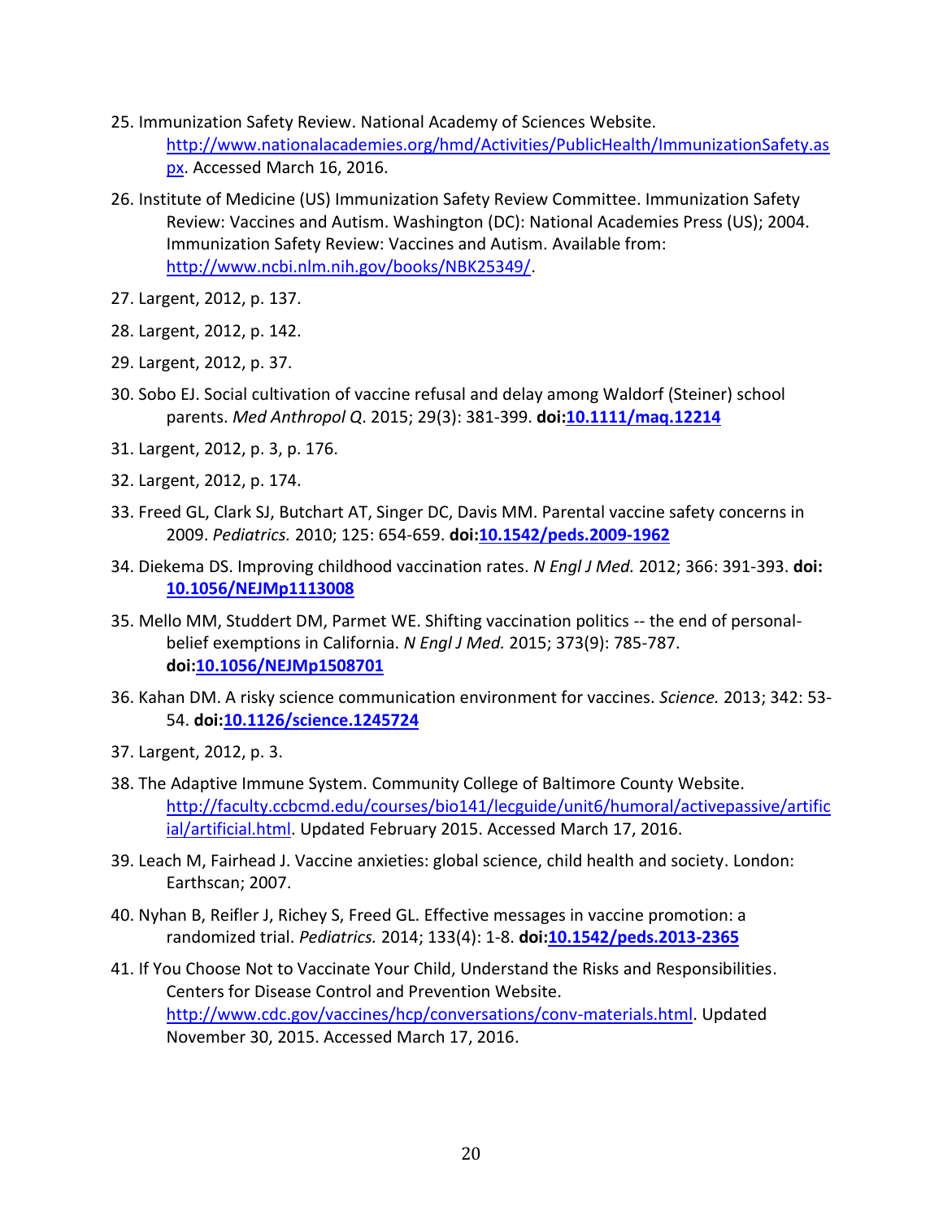25. Immunization Safety Review. National Academy of Sciences Website. http://www.nationalacademies.org/hmd/Activities/PublicHealth/ImmunizationSafety.aspx. Accessed March 16, 2016.

26. Institute of Medicine (US) Immunization Safety Review Committee. Immunization Safety Review: Vaccines and Autism. Washington (DC): National Academies Press (US); 2004. Immunization Safety Review: Vaccines and Autism. Available from: http://www.ncbi.nlm.nih.gov/books/NBK25349/.

27. Largent, 2012, p. 137.

28. Largent, 2012, p. 142.

29. Largent, 2012, p. 37.

30. Sobo EJ. Social cultivation of vaccine refusal and delay among Waldorf (Steiner) school parents. *Med Anthropol Q*. 2015; 29(3): 381-399. **doi:10.1111/maq.12214**

31. Largent, 2012, p. 3, p. 176.

32. Largent, 2012, p. 174.

33. Freed GL, Clark SJ, Butchart AT, Singer DC, Davis MM. Parental vaccine safety concerns in 2009. *Pediatrics.* 2010; 125: 654-659. **doi:10.1542/peds.2009-1962**

34. Diekema DS. Improving childhood vaccination rates. *N Engl J Med.* 2012; 366: 391-393. **doi: 10.1056/NEJMp1113008**

35. Mello MM, Studdert DM, Parmet WE. Shifting vaccination politics -- the end of personal-belief exemptions in California. *N Engl J Med.* 2015; 373(9): 785-787. **doi:10.1056/NEJMp1508701**

36. Kahan DM. A risky science communication environment for vaccines. *Science.* 2013; 342: 53-54. **doi:10.1126/science.1245724**

37. Largent, 2012, p. 3.

38. The Adaptive Immune System. Community College of Baltimore County Website. http://faculty.ccbcmd.edu/courses/bio141/lecguide/unit6/humoral/activepassive/artificial/artificial.html. Updated February 2015. Accessed March 17, 2016.

39. Leach M, Fairhead J. Vaccine anxieties: global science, child health and society. London: Earthscan; 2007.

40. Nyhan B, Reifler J, Richey S, Freed GL. Effective messages in vaccine promotion: a randomized trial. *Pediatrics.* 2014; 133(4): 1-8. **doi:10.1542/peds.2013-2365**

41. If You Choose Not to Vaccinate Your Child, Understand the Risks and Responsibilities. Centers for Disease Control and Prevention Website. http://www.cdc.gov/vaccines/hcp/conversations/conv-materials.html. Updated November 30, 2015. Accessed March 17, 2016.